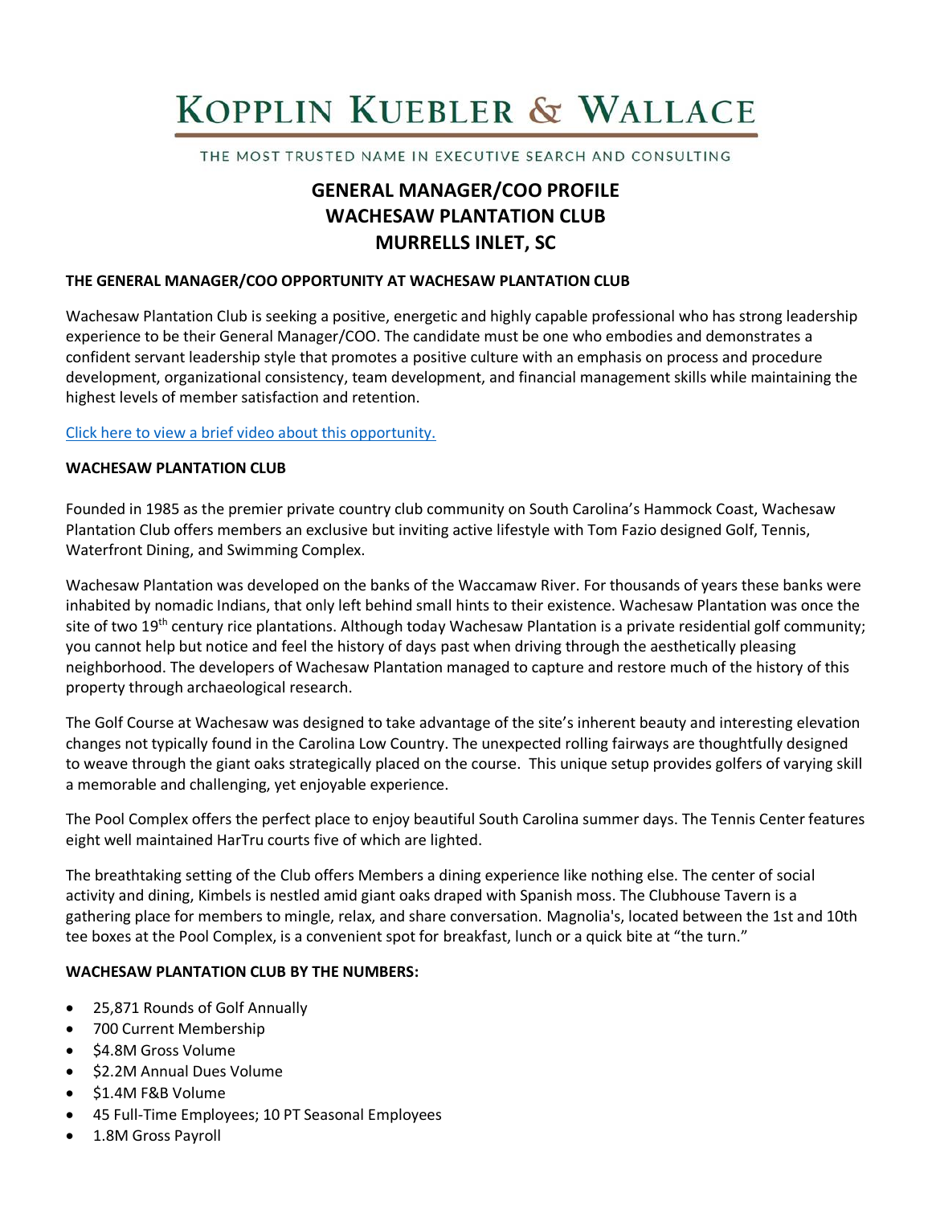# KOPPLIN KUEBLER & WALLACE

THE MOST TRUSTED NAME IN EXECUTIVE SEARCH AND CONSULTING

## GENERAL MANAGER/COO PROFILE
## WACHESAW PLANTATION CLUB
## MURRELLS INLET, SC

### THE GENERAL MANAGER/COO OPPORTUNITY AT WACHESAW PLANTATION CLUB

Wachesaw Plantation Club is seeking a positive, energetic and highly capable professional who has strong leadership experience to be their General Manager/COO. The candidate must be one who embodies and demonstrates a confident servant leadership style that promotes a positive culture with an emphasis on process and procedure development, organizational consistency, team development, and financial management skills while maintaining the highest levels of member satisfaction and retention.

Click here to view a brief video about this opportunity.

### WACHESAW PLANTATION CLUB

Founded in 1985 as the premier private country club community on South Carolina's Hammock Coast, Wachesaw Plantation Club offers members an exclusive but inviting active lifestyle with Tom Fazio designed Golf, Tennis, Waterfront Dining, and Swimming Complex.

Wachesaw Plantation was developed on the banks of the Waccamaw River. For thousands of years these banks were inhabited by nomadic Indians, that only left behind small hints to their existence. Wachesaw Plantation was once the site of two 19th century rice plantations. Although today Wachesaw Plantation is a private residential golf community; you cannot help but notice and feel the history of days past when driving through the aesthetically pleasing neighborhood. The developers of Wachesaw Plantation managed to capture and restore much of the history of this property through archaeological research.

The Golf Course at Wachesaw was designed to take advantage of the site's inherent beauty and interesting elevation changes not typically found in the Carolina Low Country. The unexpected rolling fairways are thoughtfully designed to weave through the giant oaks strategically placed on the course. This unique setup provides golfers of varying skill a memorable and challenging, yet enjoyable experience.

The Pool Complex offers the perfect place to enjoy beautiful South Carolina summer days. The Tennis Center features eight well maintained HarTru courts five of which are lighted.

The breathtaking setting of the Club offers Members a dining experience like nothing else. The center of social activity and dining, Kimbels is nestled amid giant oaks draped with Spanish moss. The Clubhouse Tavern is a gathering place for members to mingle, relax, and share conversation. Magnolia's, located between the 1st and 10th tee boxes at the Pool Complex, is a convenient spot for breakfast, lunch or a quick bite at "the turn."

### WACHESAW PLANTATION CLUB BY THE NUMBERS:

- 25,871 Rounds of Golf Annually
- 700 Current Membership
- $4.8M Gross Volume
- $2.2M Annual Dues Volume
- $1.4M F&B Volume
- 45 Full-Time Employees; 10 PT Seasonal Employees
- 1.8M Gross Payroll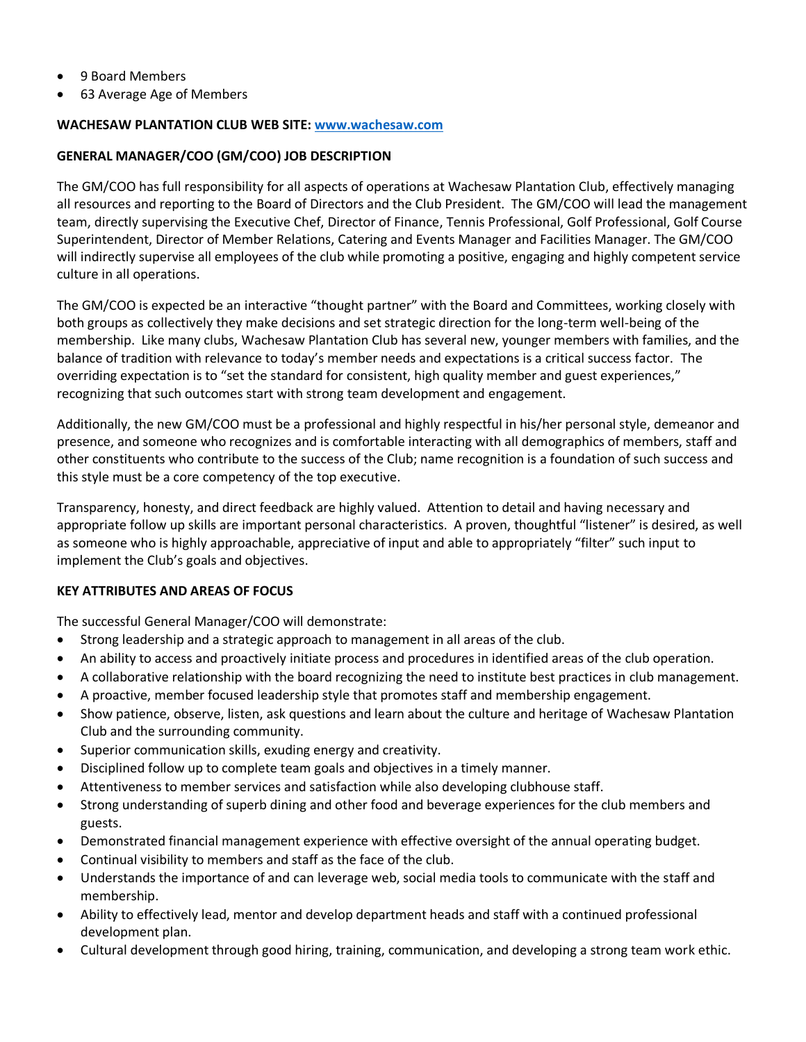- 9 Board Members
- 63 Average Age of Members

**WACHESAW PLANTATION CLUB WEB SITE: [www.wachesaw.com](http://www.wachesaw.com)**

**GENERAL MANAGER/COO (GM/COO) JOB DESCRIPTION**

The GM/COO has full responsibility for all aspects of operations at Wachesaw Plantation Club, effectively managing all resources and reporting to the Board of Directors and the Club President. The GM/COO will lead the management team, directly supervising the Executive Chef, Director of Finance, Tennis Professional, Golf Professional, Golf Course Superintendent, Director of Member Relations, Catering and Events Manager and Facilities Manager. The GM/COO will indirectly supervise all employees of the club while promoting a positive, engaging and highly competent service culture in all operations.

The GM/COO is expected be an interactive "thought partner" with the Board and Committees, working closely with both groups as collectively they make decisions and set strategic direction for the long-term well-being of the membership. Like many clubs, Wachesaw Plantation Club has several new, younger members with families, and the balance of tradition with relevance to today's member needs and expectations is a critical success factor. The overriding expectation is to "set the standard for consistent, high quality member and guest experiences," recognizing that such outcomes start with strong team development and engagement.

Additionally, the new GM/COO must be a professional and highly respectful in his/her personal style, demeanor and presence, and someone who recognizes and is comfortable interacting with all demographics of members, staff and other constituents who contribute to the success of the Club; name recognition is a foundation of such success and this style must be a core competency of the top executive.

Transparency, honesty, and direct feedback are highly valued. Attention to detail and having necessary and appropriate follow up skills are important personal characteristics. A proven, thoughtful "listener" is desired, as well as someone who is highly approachable, appreciative of input and able to appropriately "filter" such input to implement the Club's goals and objectives.

**KEY ATTRIBUTES AND AREAS OF FOCUS**

The successful General Manager/COO will demonstrate:

- Strong leadership and a strategic approach to management in all areas of the club.
- An ability to access and proactively initiate process and procedures in identified areas of the club operation.
- A collaborative relationship with the board recognizing the need to institute best practices in club management.
- A proactive, member focused leadership style that promotes staff and membership engagement.
- Show patience, observe, listen, ask questions and learn about the culture and heritage of Wachesaw Plantation Club and the surrounding community.
- Superior communication skills, exuding energy and creativity.
- Disciplined follow up to complete team goals and objectives in a timely manner.
- Attentiveness to member services and satisfaction while also developing clubhouse staff.
- Strong understanding of superb dining and other food and beverage experiences for the club members and guests.
- Demonstrated financial management experience with effective oversight of the annual operating budget.
- Continual visibility to members and staff as the face of the club.
- Understands the importance of and can leverage web, social media tools to communicate with the staff and membership.
- Ability to effectively lead, mentor and develop department heads and staff with a continued professional development plan.
- Cultural development through good hiring, training, communication, and developing a strong team work ethic.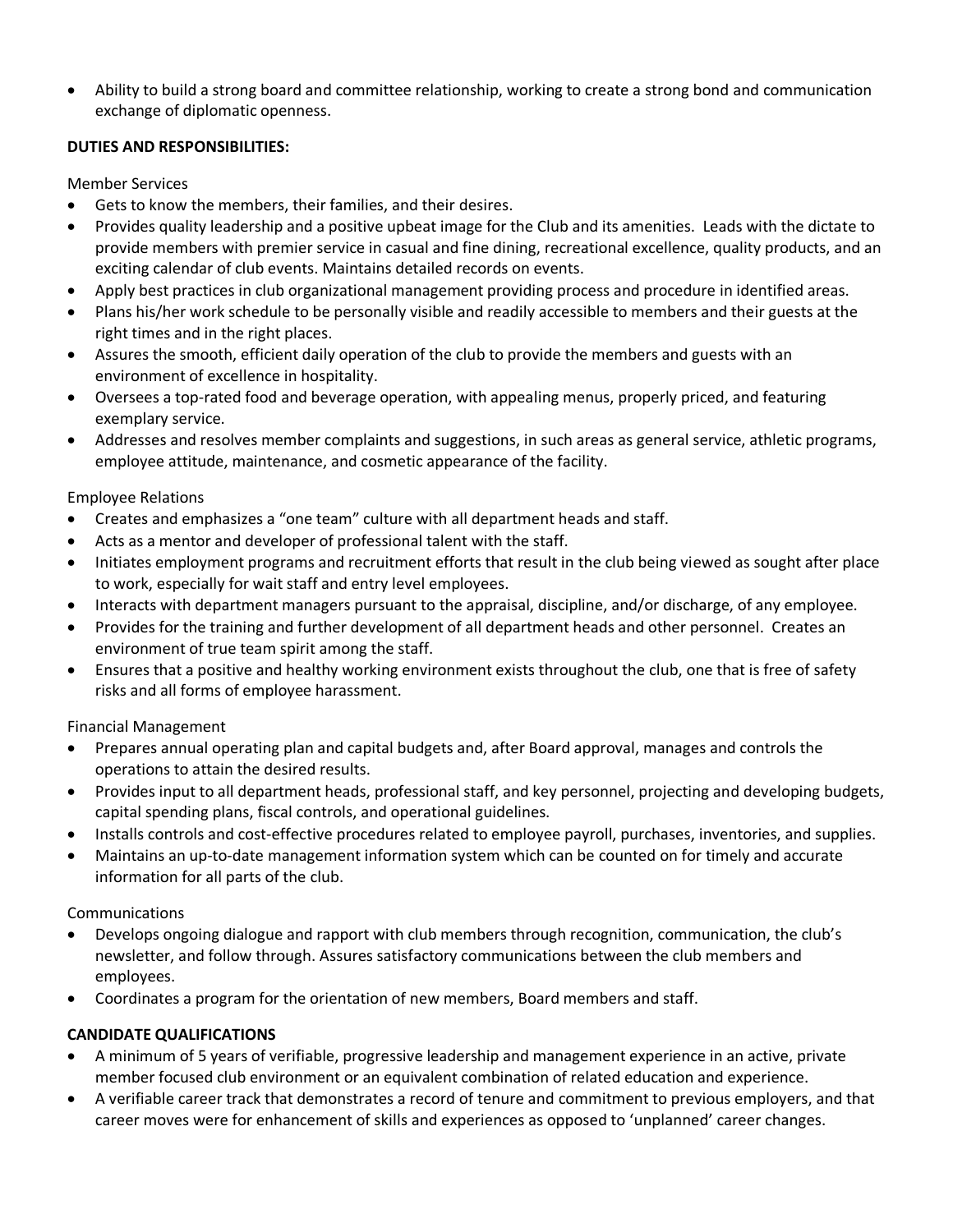- Ability to build a strong board and committee relationship, working to create a strong bond and communication exchange of diplomatic openness.

**DUTIES AND RESPONSIBILITIES:**

Member Services

- Gets to know the members, their families, and their desires.
- Provides quality leadership and a positive upbeat image for the Club and its amenities. Leads with the dictate to provide members with premier service in casual and fine dining, recreational excellence, quality products, and an exciting calendar of club events. Maintains detailed records on events.
- Apply best practices in club organizational management providing process and procedure in identified areas.
- Plans his/her work schedule to be personally visible and readily accessible to members and their guests at the right times and in the right places.
- Assures the smooth, efficient daily operation of the club to provide the members and guests with an environment of excellence in hospitality.
- Oversees a top-rated food and beverage operation, with appealing menus, properly priced, and featuring exemplary service.
- Addresses and resolves member complaints and suggestions, in such areas as general service, athletic programs, employee attitude, maintenance, and cosmetic appearance of the facility.

Employee Relations

- Creates and emphasizes a "one team" culture with all department heads and staff.
- Acts as a mentor and developer of professional talent with the staff.
- Initiates employment programs and recruitment efforts that result in the club being viewed as sought after place to work, especially for wait staff and entry level employees.
- Interacts with department managers pursuant to the appraisal, discipline, and/or discharge, of any employee.
- Provides for the training and further development of all department heads and other personnel. Creates an environment of true team spirit among the staff.
- Ensures that a positive and healthy working environment exists throughout the club, one that is free of safety risks and all forms of employee harassment.

Financial Management

- Prepares annual operating plan and capital budgets and, after Board approval, manages and controls the operations to attain the desired results.
- Provides input to all department heads, professional staff, and key personnel, projecting and developing budgets, capital spending plans, fiscal controls, and operational guidelines.
- Installs controls and cost-effective procedures related to employee payroll, purchases, inventories, and supplies.
- Maintains an up-to-date management information system which can be counted on for timely and accurate information for all parts of the club.

Communications

- Develops ongoing dialogue and rapport with club members through recognition, communication, the club's newsletter, and follow through. Assures satisfactory communications between the club members and employees.
- Coordinates a program for the orientation of new members, Board members and staff.

**CANDIDATE QUALIFICATIONS**

- A minimum of 5 years of verifiable, progressive leadership and management experience in an active, private member focused club environment or an equivalent combination of related education and experience.
- A verifiable career track that demonstrates a record of tenure and commitment to previous employers, and that career moves were for enhancement of skills and experiences as opposed to 'unplanned' career changes.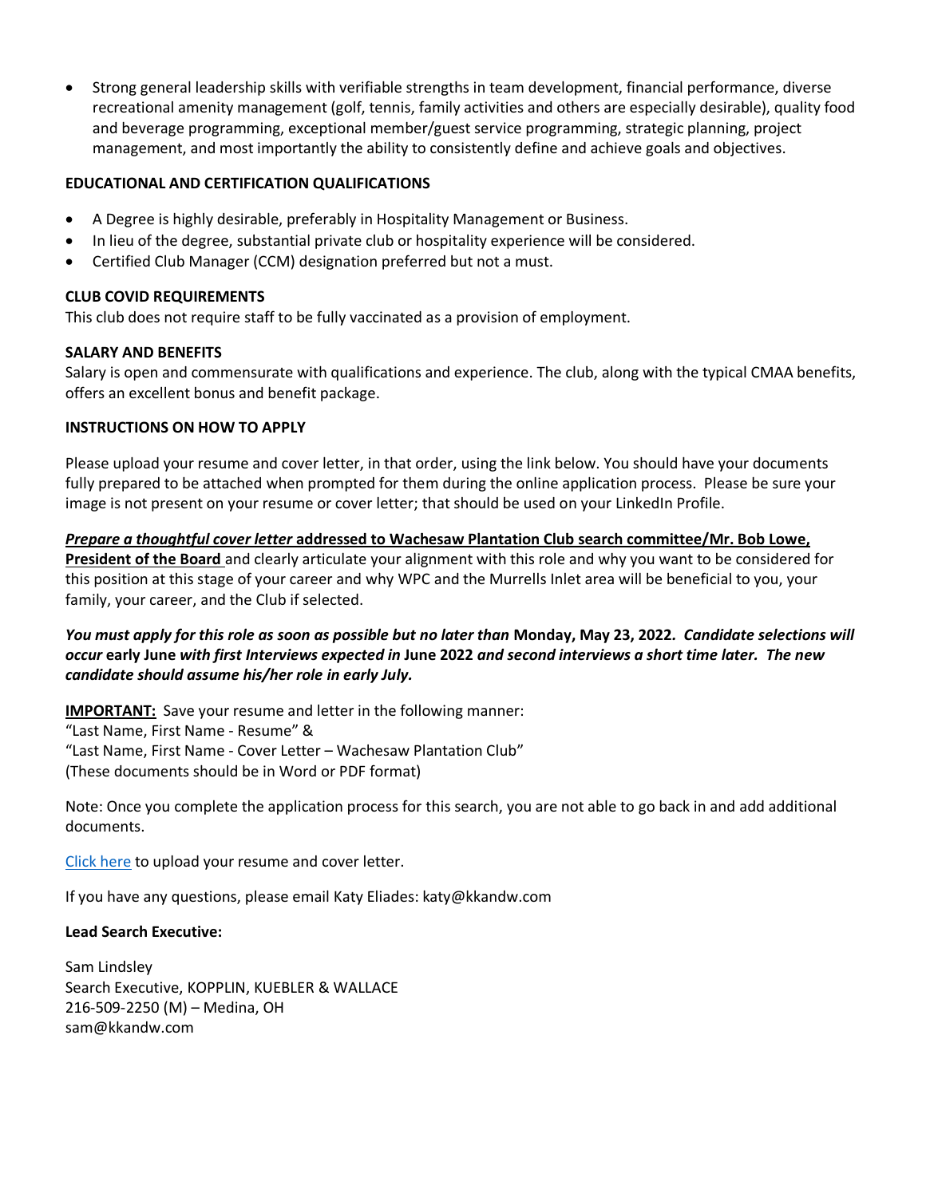- Strong general leadership skills with verifiable strengths in team development, financial performance, diverse recreational amenity management (golf, tennis, family activities and others are especially desirable), quality food and beverage programming, exceptional member/guest service programming, strategic planning, project management, and most importantly the ability to consistently define and achieve goals and objectives.

**EDUCATIONAL AND CERTIFICATION QUALIFICATIONS**

- A Degree is highly desirable, preferably in Hospitality Management or Business.
- In lieu of the degree, substantial private club or hospitality experience will be considered.
- Certified Club Manager (CCM) designation preferred but not a must.

**CLUB COVID REQUIREMENTS**

This club does not require staff to be fully vaccinated as a provision of employment.

**SALARY AND BENEFITS**

Salary is open and commensurate with qualifications and experience. The club, along with the typical CMAA benefits, offers an excellent bonus and benefit package.

**INSTRUCTIONS ON HOW TO APPLY**

Please upload your resume and cover letter, in that order, using the link below. You should have your documents fully prepared to be attached when prompted for them during the online application process. Please be sure your image is not present on your resume or cover letter; that should be used on your LinkedIn Profile.

***Prepare a thoughtful cover letter*** **addressed to Wachesaw Plantation Club search committee/Mr. Bob Lowe, President of the Board** and clearly articulate your alignment with this role and why you want to be considered for this position at this stage of your career and why WPC and the Murrells Inlet area will be beneficial to you, your family, your career, and the Club if selected.

***You must apply for this role as soon as possible but no later than* Monday, May 23, 2022*. Candidate selections will occur* early June *with first Interviews expected in* June 2022 *and second interviews a short time later. The new candidate should assume his/her role in early July.***

**IMPORTANT:** Save your resume and letter in the following manner:
"Last Name, First Name - Resume" &
"Last Name, First Name - Cover Letter – Wachesaw Plantation Club"
(These documents should be in Word or PDF format)

Note: Once you complete the application process for this search, you are not able to go back in and add additional documents.

Click here to upload your resume and cover letter.

If you have any questions, please email Katy Eliades: katy@kkandw.com

**Lead Search Executive:**

Sam Lindsley
Search Executive, KOPPLIN, KUEBLER & WALLACE
216-509-2250 (M) – Medina, OH
sam@kkandw.com